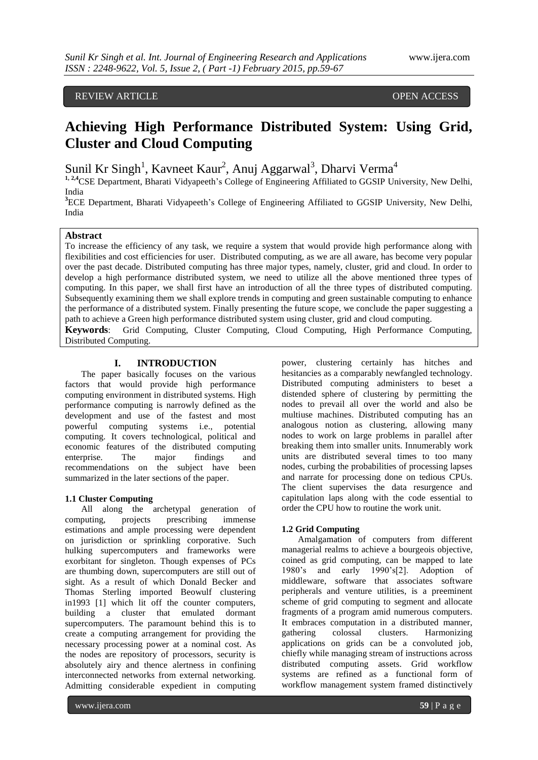REVIEW ARTICLE OPEN ACCESS

# Achieving High Performance Distributed System: Using Grid, Cluster and Cloud Computing

Sunil Kr Singh[1], Kavneet Kaur[2], Anuj Aggarwal[3], Dharvi Verma[4]

[1, 2,4]CSE Department, Bharati Vidyapeeth's College of Engineering Affiliated to GGSIP University, New Delhi, India

[3]ECE Department, Bharati Vidyapeeth's College of Engineering Affiliated to GGSIP University, New Delhi, India

## Abstract

To increase the efficiency of any task, we require a system that would provide high performance along with flexibilities and cost efficiencies for user. Distributed computing, as we are all aware, has become very popular over the past decade. Distributed computing has three major types, namely, cluster, grid and cloud. In order to develop a high performance distributed system, we need to utilize all the above mentioned three types of computing. In this paper, we shall first have an introduction of all the three types of distributed computing. Subsequently examining them we shall explore trends in computing and green sustainable computing to enhance the performance of a distributed system. Finally presenting the future scope, we conclude the paper suggesting a path to achieve a Green high performance distributed system using cluster, grid and cloud computing.

**Keywords**: Grid Computing, Cluster Computing, Cloud Computing, High Performance Computing, Distributed Computing.

## I. INTRODUCTION

The paper basically focuses on the various factors that would provide high performance computing environment in distributed systems. High performance computing is narrowly defined as the development and use of the fastest and most powerful computing systems i.e., potential computing. It covers technological, political and economic features of the distributed computing enterprise. The major findings and recommendations on the subject have been summarized in the later sections of the paper.

### 1.1 Cluster Computing

All along the archetypal generation of computing, projects prescribing immense estimations and ample processing were dependent on jurisdiction or sprinkling corporative. Such hulking supercomputers and frameworks were exorbitant for singleton. Though expenses of PCs are thumbing down, supercomputers are still out of sight. As a result of which Donald Becker and Thomas Sterling imported Beowulf clustering in1993 [1] which lit off the counter computers, building a cluster that emulated dormant supercomputers. The paramount behind this is to create a computing arrangement for providing the necessary processing power at a nominal cost. As the nodes are repository of processors, security is absolutely airy and thence alertness in confining interconnected networks from external networking. Admitting considerable expedient in computing power, clustering certainly has hitches and hesitancies as a comparably newfangled technology. Distributed computing administers to beset a distended sphere of clustering by permitting the nodes to prevail all over the world and also be multiuse machines. Distributed computing has an analogous notion as clustering, allowing many nodes to work on large problems in parallel after breaking them into smaller units. Innumerably work units are distributed several times to too many nodes, curbing the probabilities of processing lapses and narrate for processing done on tedious CPUs. The client supervises the data resurgence and capitulation laps along with the code essential to order the CPU how to routine the work unit.

### 1.2 Grid Computing

Amalgamation of computers from different managerial realms to achieve a bourgeois objective, coined as grid computing, can be mapped to late 1980's and early 1990's[2]. Adoption of middleware, software that associates software peripherals and venture utilities, is a preeminent scheme of grid computing to segment and allocate fragments of a program amid numerous computers. It embraces computation in a distributed manner, gathering colossal clusters. Harmonizing applications on grids can be a convoluted job, chiefly while managing stream of instructions across distributed computing assets. Grid workflow systems are refined as a functional form of workflow management system framed distinctively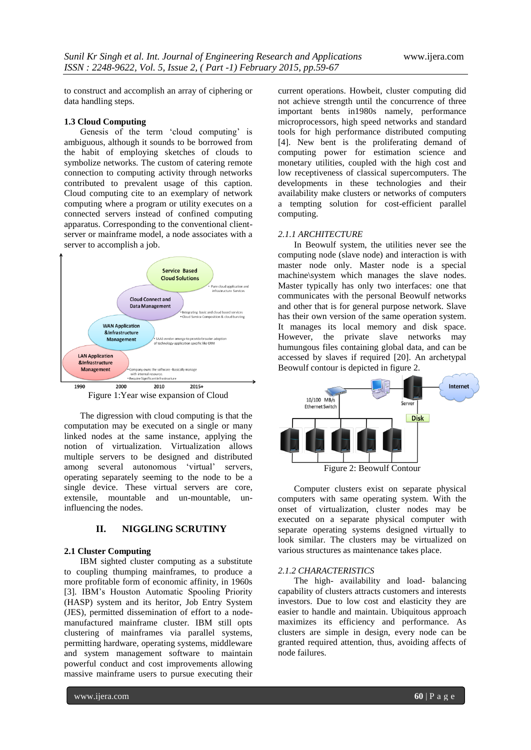to construct and accomplish an array of ciphering or data handling steps.

### 1.3 Cloud Computing

Genesis of the term 'cloud computing' is ambiguous, although it sounds to be borrowed from the habit of employing sketches of clouds to symbolize networks. The custom of catering remote connection to computing activity through networks contributed to prevalent usage of this caption. Cloud computing cite to an exemplary of network computing where a program or utility executes on a connected servers instead of confined computing apparatus. Corresponding to the conventional client-server or mainframe model, a node associates with a server to accomplish a job.

Figure 1:Year wise expansion of Cloud

The digression with cloud computing is that the computation may be executed on a single or many linked nodes at the same instance, applying the notion of virtualization. Virtualization allows multiple servers to be designed and distributed among several autonomous 'virtual' servers, operating separately seeming to the node to be a single device. These virtual servers are core, extensile, mountable and un-mountable, un-influencing the nodes.

## II. NIGGLING SCRUTINY

### 2.1 Cluster Computing

IBM sighted cluster computing as a substitute to coupling thumping mainframes, to produce a more profitable form of economic affinity, in 1960s [3]. IBM's Houston Automatic Spooling Priority (HASP) system and its heritor, Job Entry System (JES), permitted dissemination of effort to a node-manufactured mainframe cluster. IBM still opts clustering of mainframes via parallel systems, permitting hardware, operating systems, middleware and system management software to maintain powerful conduct and cost improvements allowing massive mainframe users to pursue executing their current operations. Howbeit, cluster computing did not achieve strength until the concurrence of three important bents in1980s namely, performance microprocessors, high speed networks and standard tools for high performance distributed computing [4]. New bent is the proliferating demand of computing power for estimation science and monetary utilities, coupled with the high cost and low receptiveness of classical supercomputers. The developments in these technologies and their availability make clusters or networks of computers a tempting solution for cost-efficient parallel computing.

#### *2.1.1 ARCHITECTURE*

In Beowulf system, the utilities never see the computing node (slave node) and interaction is with master node only. Master node is a special machine\system which manages the slave nodes. Master typically has only two interfaces: one that communicates with the personal Beowulf networks and other that is for general purpose network. Slave has their own version of the same operation system. It manages its local memory and disk space. However, the private slave networks may humungous files containing global data, and can be accessed by slaves if required [20]. An archetypal Beowulf contour is depicted in figure 2.

Figure 2: Beowulf Contour

Computer clusters exist on separate physical computers with same operating system. With the onset of virtualization, cluster nodes may be executed on a separate physical computer with separate operating systems designed virtually to look similar. The clusters may be virtualized on various structures as maintenance takes place.

#### *2.1.2 CHARACTERISTICS*

The high- availability and load- balancing capability of clusters attracts customers and interests investors. Due to low cost and elasticity they are easier to handle and maintain. Ubiquitous approach maximizes its efficiency and performance. As clusters are simple in design, every node can be granted required attention, thus, avoiding affects of node failures.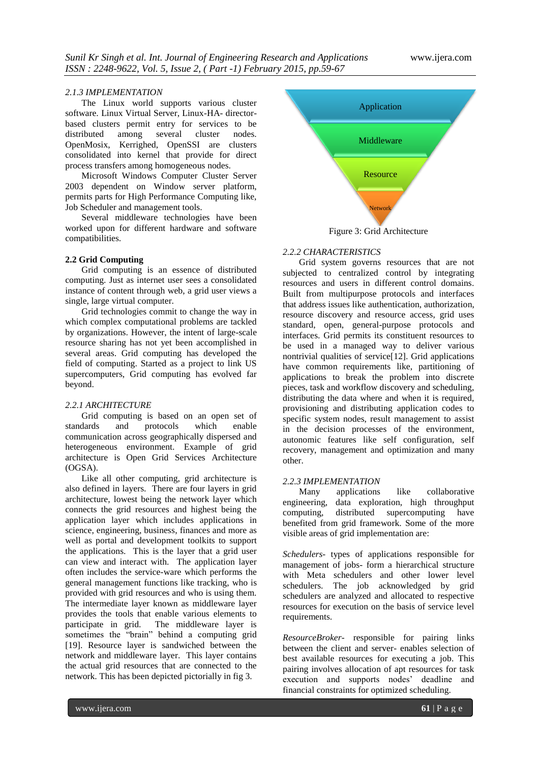*2.1.3 IMPLEMENTATION*

The Linux world supports various cluster software. Linux Virtual Server, Linux-HA- director-based clusters permit entry for services to be distributed among several cluster nodes. OpenMosix, Kerrighed, OpenSSI are clusters consolidated into kernel that provide for direct process transfers among homogeneous nodes.

Microsoft Windows Computer Cluster Server 2003 dependent on Window server platform, permits parts for High Performance Computing like, Job Scheduler and management tools.

Several middleware technologies have been worked upon for different hardware and software compatibilities.

**2.2 Grid Computing**

Grid computing is an essence of distributed computing. Just as internet user sees a consolidated instance of content through web, a grid user views a single, large virtual computer.

Grid technologies commit to change the way in which complex computational problems are tackled by organizations. However, the intent of large-scale resource sharing has not yet been accomplished in several areas. Grid computing has developed the field of computing. Started as a project to link US supercomputers, Grid computing has evolved far beyond.

*2.2.1 ARCHITECTURE*

Grid computing is based on an open set of standards and protocols which enable communication across geographically dispersed and heterogeneous environment. Example of grid architecture is Open Grid Services Architecture (OGSA).

Like all other computing, grid architecture is also defined in layers. There are four layers in grid architecture, lowest being the network layer which connects the grid resources and highest being the application layer which includes applications in science, engineering, business, finances and more as well as portal and development toolkits to support the applications. This is the layer that a grid user can view and interact with. The application layer often includes the service-ware which performs the general management functions like tracking, who is provided with grid resources and who is using them. The intermediate layer known as middleware layer provides the tools that enable various elements to participate in grid. The middleware layer is sometimes the "brain" behind a computing grid [19]. Resource layer is sandwiched between the network and middleware layer. This layer contains the actual grid resources that are connected to the network. This has been depicted pictorially in fig 3.

Application

Middleware

Resource

Network

Figure 3: Grid Architecture

*2.2.2 CHARACTERISTICS*

Grid system governs resources that are not subjected to centralized control by integrating resources and users in different control domains. Built from multipurpose protocols and interfaces that address issues like authentication, authorization, resource discovery and resource access, grid uses standard, open, general-purpose protocols and interfaces. Grid permits its constituent resources to be used in a managed way to deliver various nontrivial qualities of service[12]. Grid applications have common requirements like, partitioning of applications to break the problem into discrete pieces, task and workflow discovery and scheduling, distributing the data where and when it is required, provisioning and distributing application codes to specific system nodes, result management to assist in the decision processes of the environment, autonomic features like self configuration, self recovery, management and optimization and many other.

*2.2.3 IMPLEMENTATION*

Many applications like collaborative engineering, data exploration, high throughput computing, distributed supercomputing have benefited from grid framework. Some of the more visible areas of grid implementation are:

*Schedulers*- types of applications responsible for management of jobs- form a hierarchical structure with Meta schedulers and other lower level schedulers. The job acknowledged by grid schedulers are analyzed and allocated to respective resources for execution on the basis of service level requirements.

*ResourceBroker*- responsible for pairing links between the client and server- enables selection of best available resources for executing a job. This pairing involves allocation of apt resources for task execution and supports nodes' deadline and financial constraints for optimized scheduling.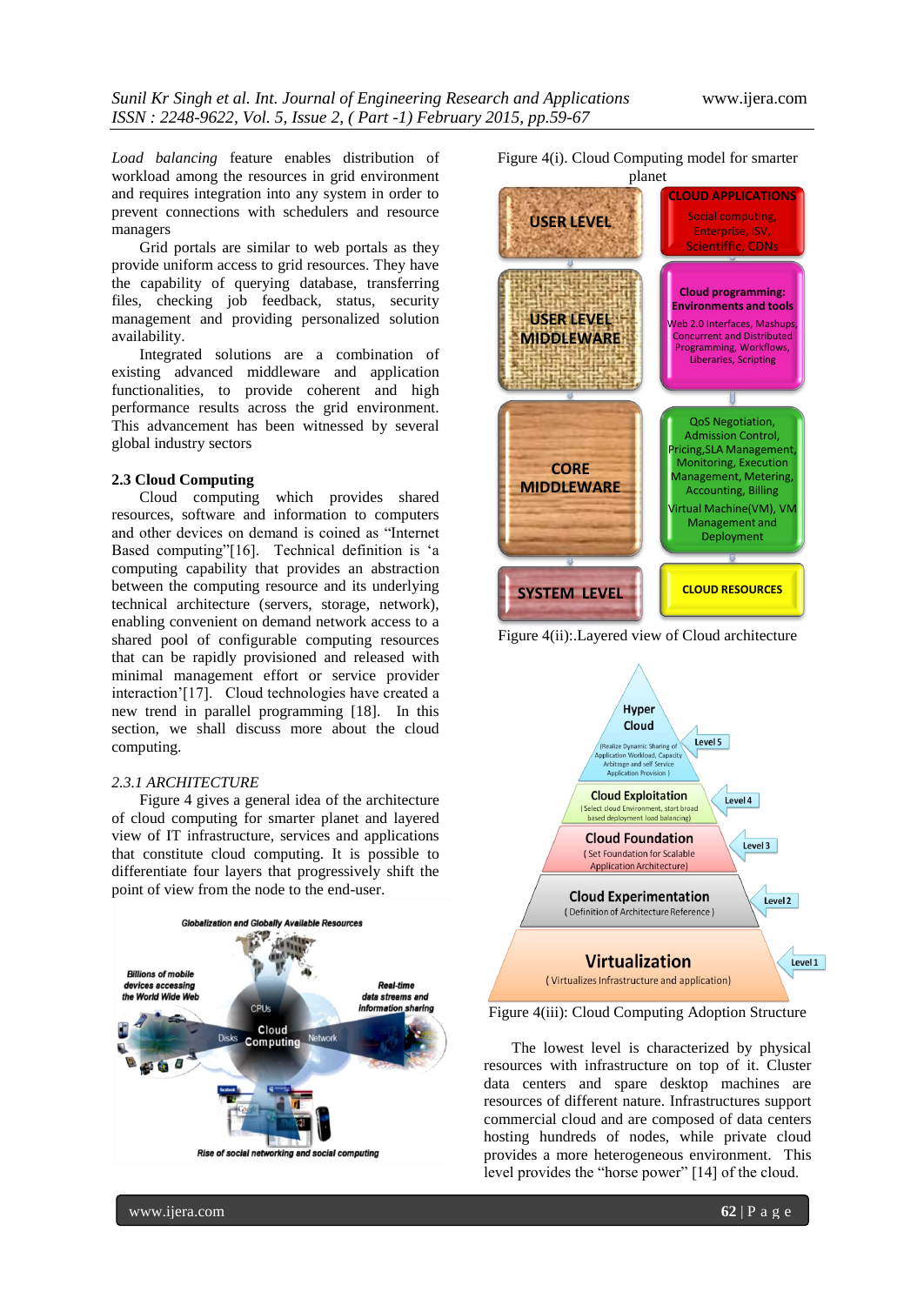*Load balancing* feature enables distribution of workload among the resources in grid environment and requires integration into any system in order to prevent connections with schedulers and resource managers

Grid portals are similar to web portals as they provide uniform access to grid resources. They have the capability of querying database, transferring files, checking job feedback, status, security management and providing personalized solution availability.

Integrated solutions are a combination of existing advanced middleware and application functionalities, to provide coherent and high performance results across the grid environment. This advancement has been witnessed by several global industry sectors

### 2.3 Cloud Computing

Cloud computing which provides shared resources, software and information to computers and other devices on demand is coined as "Internet Based computing"[16]. Technical definition is 'a computing capability that provides an abstraction between the computing resource and its underlying technical architecture (servers, storage, network), enabling convenient on demand network access to a shared pool of configurable computing resources that can be rapidly provisioned and released with minimal management effort or service provider interaction'[17]. Cloud technologies have created a new trend in parallel programming [18]. In this section, we shall discuss more about the cloud computing.

#### *2.3.1 ARCHITECTURE*

Figure 4 gives a general idea of the architecture of cloud computing for smarter planet and layered view of IT infrastructure, services and applications that constitute cloud computing. It is possible to differentiate four layers that progressively shift the point of view from the node to the end-user.

Figure 4(i). Cloud Computing model for smarter planet

Figure 4(ii):.Layered view of Cloud architecture

Figure 4(iii): Cloud Computing Adoption Structure

The lowest level is characterized by physical resources with infrastructure on top of it. Cluster data centers and spare desktop machines are resources of different nature. Infrastructures support commercial cloud and are composed of data centers hosting hundreds of nodes, while private cloud provides a more heterogeneous environment. This level provides the "horse power" [14] of the cloud.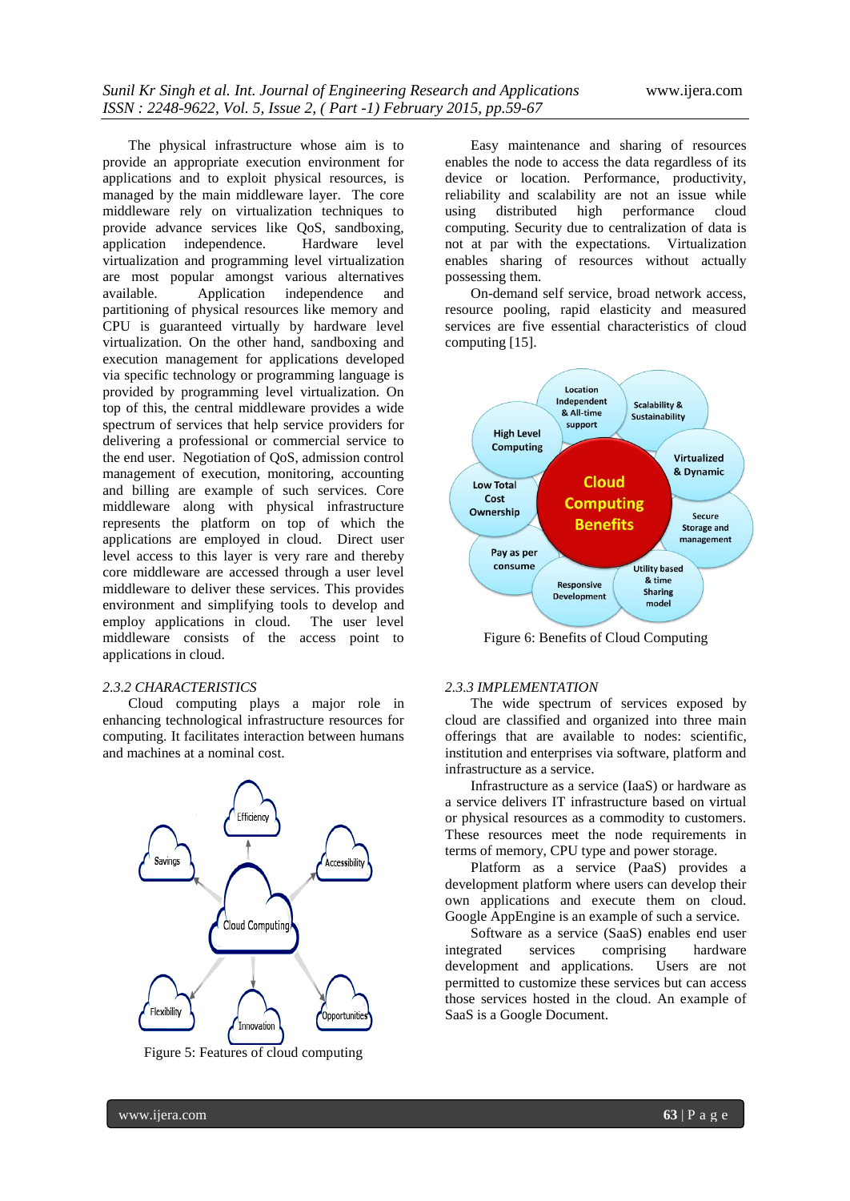The physical infrastructure whose aim is to provide an appropriate execution environment for applications and to exploit physical resources, is managed by the main middleware layer. The core middleware rely on virtualization techniques to provide advance services like QoS, sandboxing, application independence. Hardware level virtualization and programming level virtualization are most popular amongst various alternatives available. Application independence and partitioning of physical resources like memory and CPU is guaranteed virtually by hardware level virtualization. On the other hand, sandboxing and execution management for applications developed via specific technology or programming language is provided by programming level virtualization. On top of this, the central middleware provides a wide spectrum of services that help service providers for delivering a professional or commercial service to the end user. Negotiation of QoS, admission control management of execution, monitoring, accounting and billing are example of such services. Core middleware along with physical infrastructure represents the platform on top of which the applications are employed in cloud. Direct user level access to this layer is very rare and thereby core middleware are accessed through a user level middleware to deliver these services. This provides environment and simplifying tools to develop and employ applications in cloud. The user level middleware consists of the access point to applications in cloud.

### *2.3.2 CHARACTERISTICS*

Cloud computing plays a major role in enhancing technological infrastructure resources for computing. It facilitates interaction between humans and machines at a nominal cost.

Figure 5: Features of cloud computing

Easy maintenance and sharing of resources enables the node to access the data regardless of its device or location. Performance, productivity, reliability and scalability are not an issue while using distributed high performance cloud computing. Security due to centralization of data is not at par with the expectations. Virtualization enables sharing of resources without actually possessing them.

On-demand self service, broad network access, resource pooling, rapid elasticity and measured services are five essential characteristics of cloud computing [15].

Figure 6: Benefits of Cloud Computing

### *2.3.3 IMPLEMENTATION*

The wide spectrum of services exposed by cloud are classified and organized into three main offerings that are available to nodes: scientific, institution and enterprises via software, platform and infrastructure as a service.

Infrastructure as a service (IaaS) or hardware as a service delivers IT infrastructure based on virtual or physical resources as a commodity to customers. These resources meet the node requirements in terms of memory, CPU type and power storage.

Platform as a service (PaaS) provides a development platform where users can develop their own applications and execute them on cloud. Google AppEngine is an example of such a service.

Software as a service (SaaS) enables end user integrated services comprising hardware development and applications. Users are not permitted to customize these services but can access those services hosted in the cloud. An example of SaaS is a Google Document.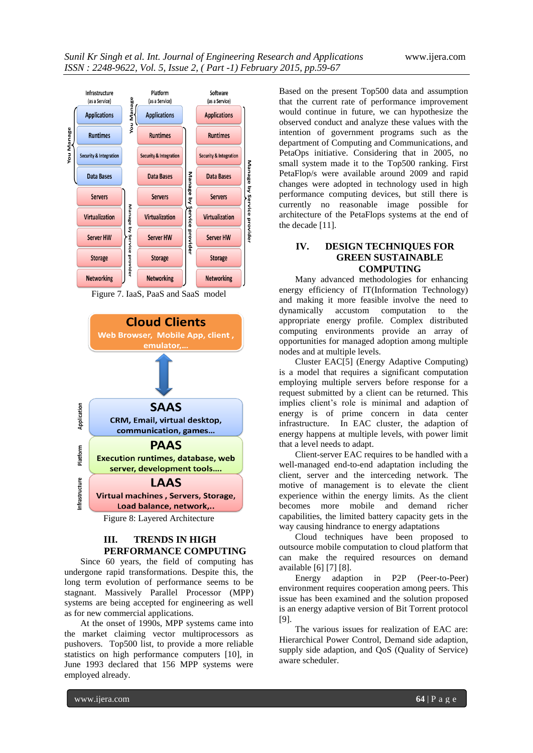Figure 7. IaaS, PaaS and SaaS model

Figure 8: Layered Architecture

## III. TRENDS IN HIGH PERFORMANCE COMPUTING

Since 60 years, the field of computing has undergone rapid transformations. Despite this, the long term evolution of performance seems to be stagnant. Massively Parallel Processor (MPP) systems are being accepted for engineering as well as for new commercial applications.

At the onset of 1990s, MPP systems came into the market claiming vector multiprocessors as pushovers. Top500 list, to provide a more reliable statistics on high performance computers [10], in June 1993 declared that 156 MPP systems were employed already.

Based on the present Top500 data and assumption that the current rate of performance improvement would continue in future, we can hypothesize the observed conduct and analyze these values with the intention of government programs such as the department of Computing and Communications, and PetaOps initiative. Considering that in 2005, no small system made it to the Top500 ranking. First PetaFlop/s were available around 2009 and rapid changes were adopted in technology used in high performance computing devices, but still there is currently no reasonable image possible for architecture of the PetaFlops systems at the end of the decade [11].

## IV. DESIGN TECHNIQUES FOR GREEN SUSTAINABLE COMPUTING

Many advanced methodologies for enhancing energy efficiency of IT(Information Technology) and making it more feasible involve the need to dynamically accustom computation to the appropriate energy profile. Complex distributed computing environments provide an array of opportunities for managed adoption among multiple nodes and at multiple levels.

Cluster EAC[5] (Energy Adaptive Computing) is a model that requires a significant computation employing multiple servers before response for a request submitted by a client can be returned. This implies client's role is minimal and adaption of energy is of prime concern in data center infrastructure. In EAC cluster, the adaption of energy happens at multiple levels, with power limit that a level needs to adapt.

Client-server EAC requires to be handled with a well-managed end-to-end adaptation including the client, server and the interceding network. The motive of management is to elevate the client experience within the energy limits. As the client becomes more mobile and demand richer capabilities, the limited battery capacity gets in the way causing hindrance to energy adaptations

Cloud techniques have been proposed to outsource mobile computation to cloud platform that can make the required resources on demand available [6] [7] [8].

Energy adaption in P2P (Peer-to-Peer) environment requires cooperation among peers. This issue has been examined and the solution proposed is an energy adaptive version of Bit Torrent protocol [9].

The various issues for realization of EAC are: Hierarchical Power Control, Demand side adaption, supply side adaption, and QoS (Quality of Service) aware scheduler.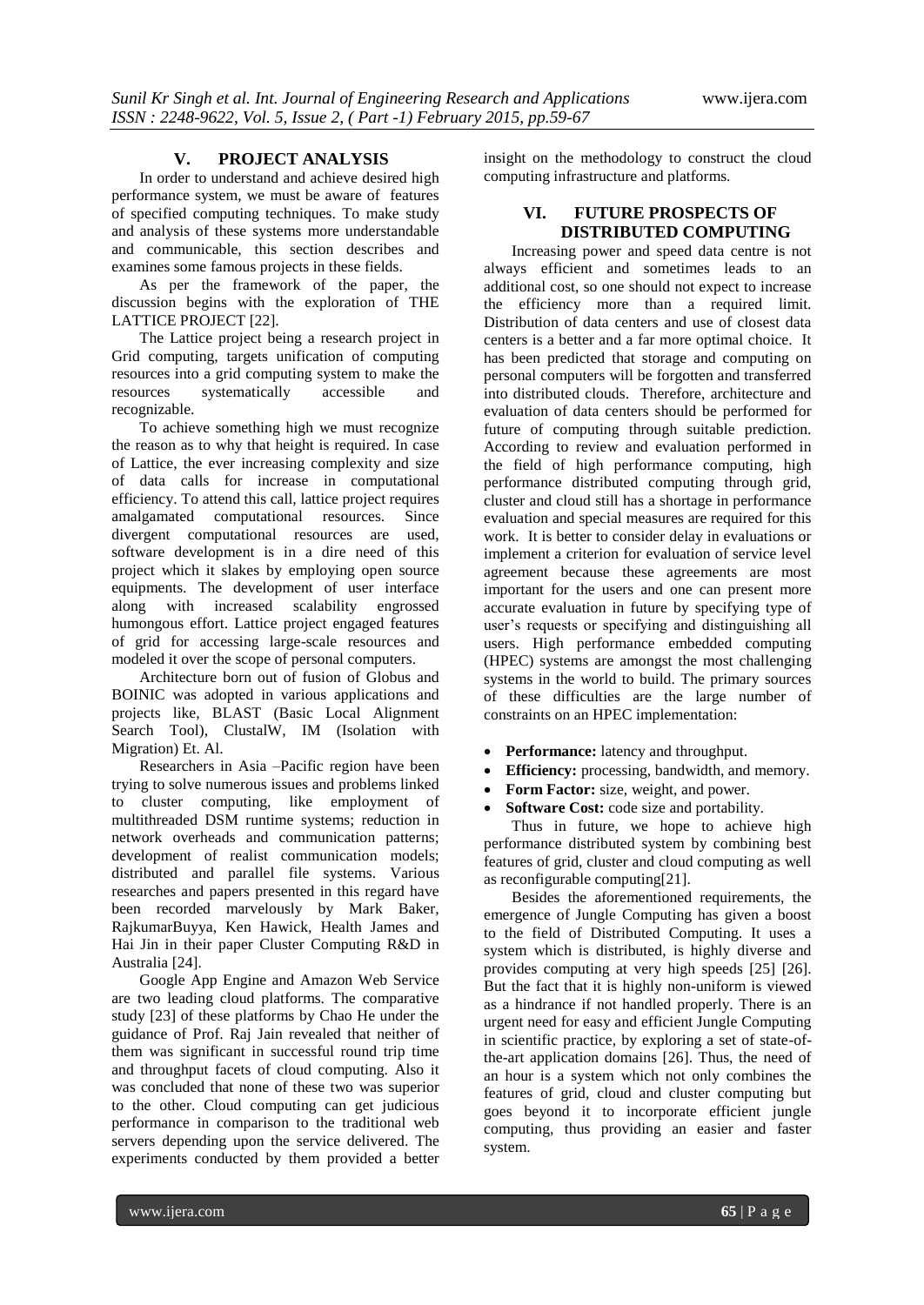## V. PROJECT ANALYSIS

In order to understand and achieve desired high performance system, we must be aware of features of specified computing techniques. To make study and analysis of these systems more understandable and communicable, this section describes and examines some famous projects in these fields.

As per the framework of the paper, the discussion begins with the exploration of THE LATTICE PROJECT [22].

The Lattice project being a research project in Grid computing, targets unification of computing resources into a grid computing system to make the resources systematically accessible and recognizable.

To achieve something high we must recognize the reason as to why that height is required. In case of Lattice, the ever increasing complexity and size of data calls for increase in computational efficiency. To attend this call, lattice project requires amalgamated computational resources. Since divergent computational resources are used, software development is in a dire need of this project which it slakes by employing open source equipments. The development of user interface along with increased scalability engrossed humongous effort. Lattice project engaged features of grid for accessing large-scale resources and modeled it over the scope of personal computers.

Architecture born out of fusion of Globus and BOINIC was adopted in various applications and projects like, BLAST (Basic Local Alignment Search Tool), ClustalW, IM (Isolation with Migration) Et. Al.

Researchers in Asia –Pacific region have been trying to solve numerous issues and problems linked to cluster computing, like employment of multithreaded DSM runtime systems; reduction in network overheads and communication patterns; development of realist communication models; distributed and parallel file systems. Various researches and papers presented in this regard have been recorded marvelously by Mark Baker, RajkumarBuyya, Ken Hawick, Health James and Hai Jin in their paper Cluster Computing R&D in Australia [24].

Google App Engine and Amazon Web Service are two leading cloud platforms. The comparative study [23] of these platforms by Chao He under the guidance of Prof. Raj Jain revealed that neither of them was significant in successful round trip time and throughput facets of cloud computing. Also it was concluded that none of these two was superior to the other. Cloud computing can get judicious performance in comparison to the traditional web servers depending upon the service delivered. The experiments conducted by them provided a better insight on the methodology to construct the cloud computing infrastructure and platforms.

## VI. FUTURE PROSPECTS OF DISTRIBUTED COMPUTING

Increasing power and speed data centre is not always efficient and sometimes leads to an additional cost, so one should not expect to increase the efficiency more than a required limit. Distribution of data centers and use of closest data centers is a better and a far more optimal choice. It has been predicted that storage and computing on personal computers will be forgotten and transferred into distributed clouds. Therefore, architecture and evaluation of data centers should be performed for future of computing through suitable prediction. According to review and evaluation performed in the field of high performance computing, high performance distributed computing through grid, cluster and cloud still has a shortage in performance evaluation and special measures are required for this work. It is better to consider delay in evaluations or implement a criterion for evaluation of service level agreement because these agreements are most important for the users and one can present more accurate evaluation in future by specifying type of user's requests or specifying and distinguishing all users. High performance embedded computing (HPEC) systems are amongst the most challenging systems in the world to build. The primary sources of these difficulties are the large number of constraints on an HPEC implementation:

- **Performance:** latency and throughput.
- **Efficiency:** processing, bandwidth, and memory.
- **Form Factor:** size, weight, and power.
- **Software Cost:** code size and portability.

Thus in future, we hope to achieve high performance distributed system by combining best features of grid, cluster and cloud computing as well as reconfigurable computing[21].

Besides the aforementioned requirements, the emergence of Jungle Computing has given a boost to the field of Distributed Computing. It uses a system which is distributed, is highly diverse and provides computing at very high speeds [25] [26]. But the fact that it is highly non-uniform is viewed as a hindrance if not handled properly. There is an urgent need for easy and efficient Jungle Computing in scientific practice, by exploring a set of state-of-the-art application domains [26]. Thus, the need of an hour is a system which not only combines the features of grid, cloud and cluster computing but goes beyond it to incorporate efficient jungle computing, thus providing an easier and faster system.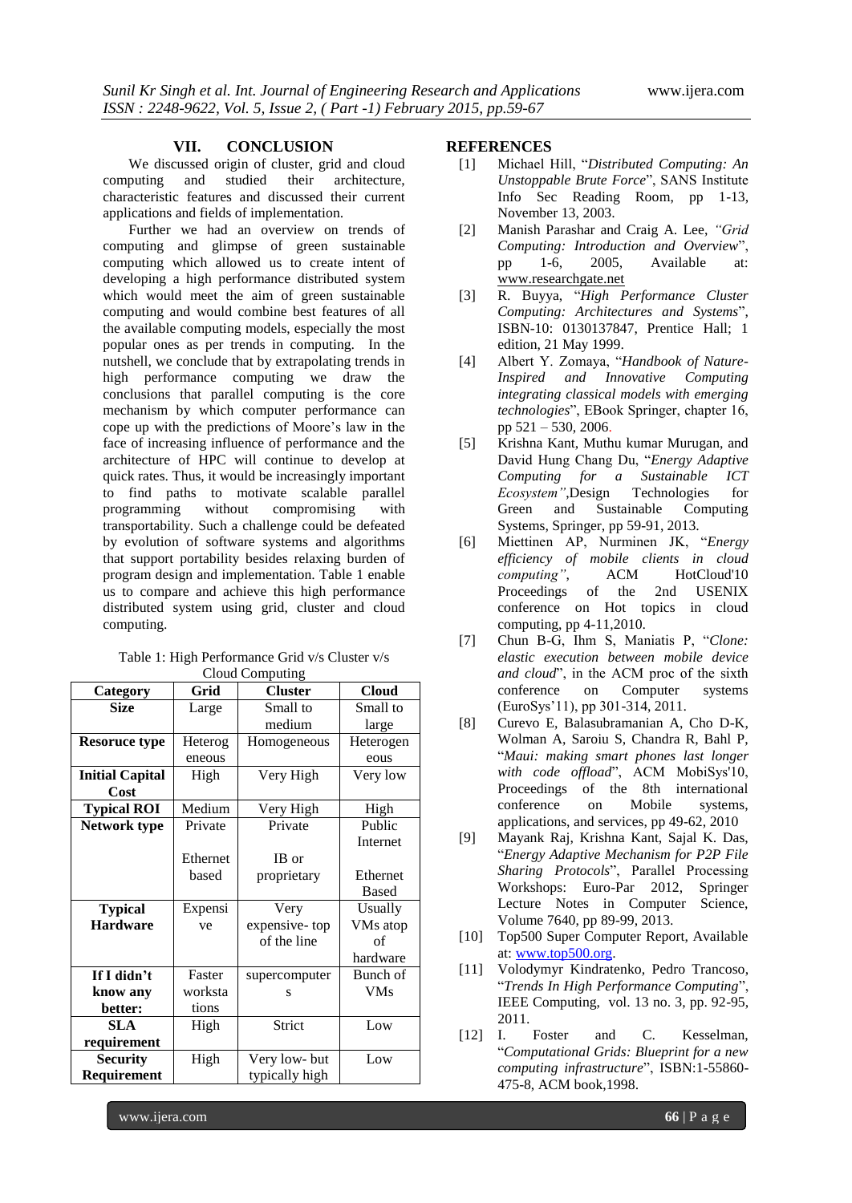## VII. CONCLUSION

We discussed origin of cluster, grid and cloud computing and studied their architecture, characteristic features and discussed their current applications and fields of implementation.

Further we had an overview on trends of computing and glimpse of green sustainable computing which allowed us to create intent of developing a high performance distributed system which would meet the aim of green sustainable computing and would combine best features of all the available computing models, especially the most popular ones as per trends in computing. In the nutshell, we conclude that by extrapolating trends in high performance computing we draw the conclusions that parallel computing is the core mechanism by which computer performance can cope up with the predictions of Moore's law in the face of increasing influence of performance and the architecture of HPC will continue to develop at quick rates. Thus, it would be increasingly important to find paths to motivate scalable parallel programming without compromising with transportability. Such a challenge could be defeated by evolution of software systems and algorithms that support portability besides relaxing burden of program design and implementation. Table 1 enable us to compare and achieve this high performance distributed system using grid, cluster and cloud computing.

Table 1: High Performance Grid v/s Cluster v/s Cloud Computing

| Category | Grid | Cluster | Cloud |
|---|---|---|---|
| **Size** | Large | Small to medium | Small to large |
| **Resoruce type** | Heterogeneous | Homogeneous | Heterogeneous |
| **Initial Capital Cost** | High | Very High | Very low |
| **Typical ROI** | Medium | Very High | High |
| **Network type** | Private Ethernet based | Private IB or proprietary | Public Internet Ethernet Based |
| **Typical Hardware** | Expensive | Very expensive- top of the line | Usually VMs atop of hardware |
| **If I didn't know any better:** | Faster workstations | supercomputers | Bunch of VMs |
| **SLA requirement** | High | Strict | Low |
| **Security Requirement** | High | Very low- but typically high | Low |

## REFERENCES

[1] Michael Hill, "*Distributed Computing: An Unstoppable Brute Force*", SANS Institute Info Sec Reading Room, pp 1-13, November 13, 2003.

[2] Manish Parashar and Craig A. Lee, *"Grid Computing: Introduction and Overview*", pp 1-6, 2005, Available at: www.researchgate.net

[3] R. Buyya, "*High Performance Cluster Computing: Architectures and Systems*", ISBN-10: 0130137847, Prentice Hall; 1 edition, 21 May 1999.

[4] Albert Y. Zomaya, "*Handbook of Nature-Inspired and Innovative Computing integrating classical models with emerging technologies*", EBook Springer, chapter 16, pp 521 – 530, 2006.

[5] Krishna Kant, Muthu kumar Murugan, and David Hung Chang Du, "*Energy Adaptive Computing for a Sustainable ICT Ecosystem"*,Design Technologies for Green and Sustainable Computing Systems, Springer, pp 59-91, 2013.

[6] Miettinen AP, Nurminen JK, "*Energy efficiency of mobile clients in cloud computing"*, ACM HotCloud'10 Proceedings of the 2nd USENIX conference on Hot topics in cloud computing, pp 4-11,2010.

[7] Chun B-G, Ihm S, Maniatis P, "*Clone: elastic execution between mobile device and cloud*", in the ACM proc of the sixth conference on Computer systems (EuroSys'11), pp 301-314, 2011.

[8] Curevo E, Balasubramanian A, Cho D-K, Wolman A, Saroiu S, Chandra R, Bahl P, "*Maui: making smart phones last longer with code offload*", ACM MobiSys'10, Proceedings of the 8th international conference on Mobile systems, applications, and services, pp 49-62, 2010

[9] Mayank Raj, Krishna Kant, Sajal K. Das, "*Energy Adaptive Mechanism for P2P File Sharing Protocols*", Parallel Processing Workshops: Euro-Par 2012, Springer Lecture Notes in Computer Science, Volume 7640, pp 89-99, 2013.

[10] Top500 Super Computer Report, Available at: www.top500.org.

[11] Volodymyr Kindratenko, Pedro Trancoso, "*Trends In High Performance Computing*", IEEE Computing, vol. 13 no. 3, pp. 92-95, 2011.

[12] I. Foster and C. Kesselman, "*Computational Grids: Blueprint for a new computing infrastructure*", ISBN:1-55860-475-8, ACM book,1998.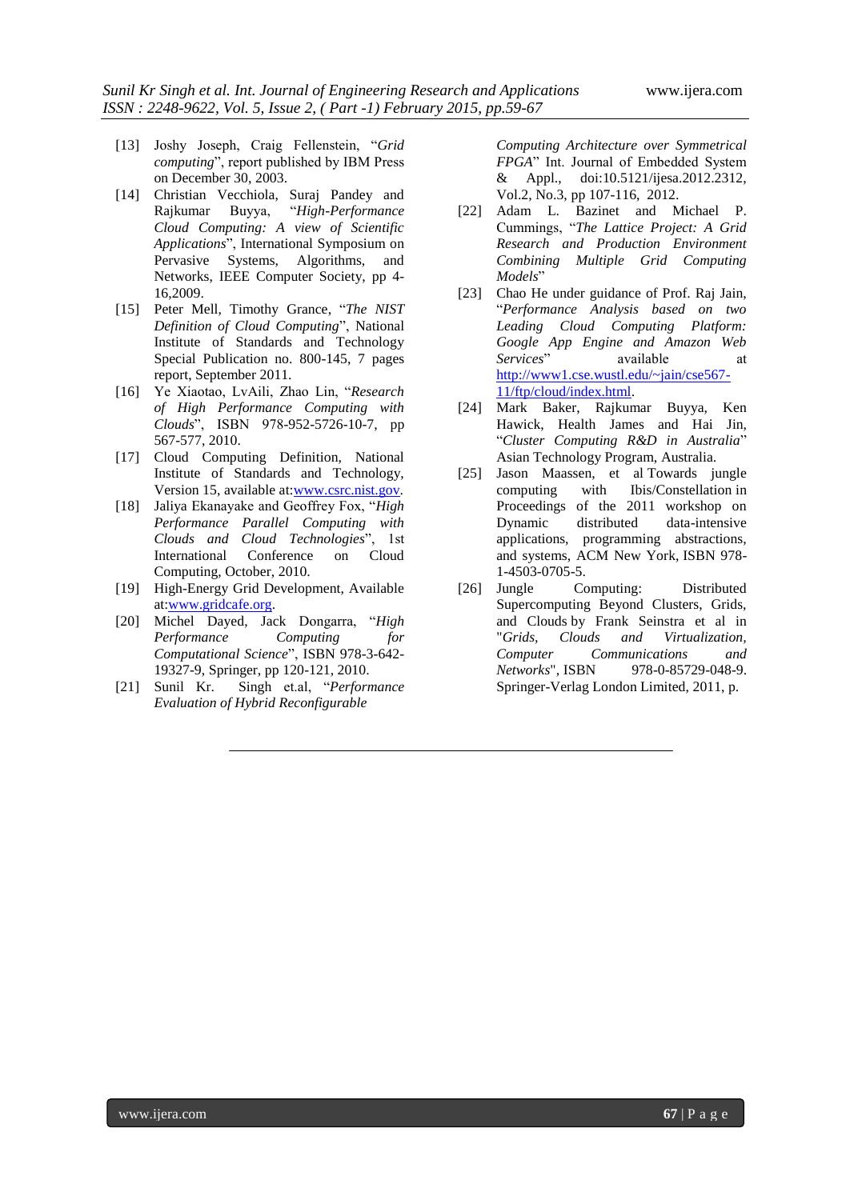[13] Joshy Joseph, Craig Fellenstein, "*Grid computing*", report published by IBM Press on December 30, 2003.

[14] Christian Vecchiola, Suraj Pandey and Rajkumar Buyya, "*High-Performance Cloud Computing: A view of Scientific Applications*", International Symposium on Pervasive Systems, Algorithms, and Networks, IEEE Computer Society, pp 4-16,2009.

[15] Peter Mell, Timothy Grance, "*The NIST Definition of Cloud Computing*", National Institute of Standards and Technology Special Publication no. 800-145, 7 pages report, September 2011.

[16] Ye Xiaotao, LvAili, Zhao Lin, "*Research of High Performance Computing with Clouds*", ISBN 978-952-5726-10-7, pp 567-577, 2010.

[17] Cloud Computing Definition, National Institute of Standards and Technology, Version 15, available at:www.csrc.nist.gov.

[18] Jaliya Ekanayake and Geoffrey Fox, "*High Performance Parallel Computing with Clouds and Cloud Technologies*", 1st International Conference on Cloud Computing, October, 2010.

[19] High-Energy Grid Development, Available at:www.gridcafe.org.

[20] Michel Dayed, Jack Dongarra, "*High Performance Computing for Computational Science*", ISBN 978-3-642-19327-9, Springer, pp 120-121, 2010.

[21] Sunil Kr. Singh et.al, "*Performance Evaluation of Hybrid Reconfigurable Computing Architecture over Symmetrical FPGA*" Int. Journal of Embedded System & Appl., doi:10.5121/ijesa.2012.2312, Vol.2, No.3, pp 107-116, 2012.

[22] Adam L. Bazinet and Michael P. Cummings, "*The Lattice Project: A Grid Research and Production Environment Combining Multiple Grid Computing Models*"

[23] Chao He under guidance of Prof. Raj Jain, "*Performance Analysis based on two Leading Cloud Computing Platform: Google App Engine and Amazon Web Services*" available at http://www1.cse.wustl.edu/~jain/cse567-11/ftp/cloud/index.html.

[24] Mark Baker, Rajkumar Buyya, Ken Hawick, Health James and Hai Jin, "*Cluster Computing R&D in Australia*" Asian Technology Program, Australia.

[25] Jason Maassen, et al Towards jungle computing with Ibis/Constellation in Proceedings of the 2011 workshop on Dynamic distributed data-intensive applications, programming abstractions, and systems, ACM New York, ISBN 978-1-4503-0705-5.

[26] Jungle Computing: Distributed Supercomputing Beyond Clusters, Grids, and Clouds by Frank Seinstra et al in "*Grids, Clouds and Virtualization, Computer Communications and Networks*", ISBN 978-0-85729-048-9. Springer-Verlag London Limited, 2011, p.